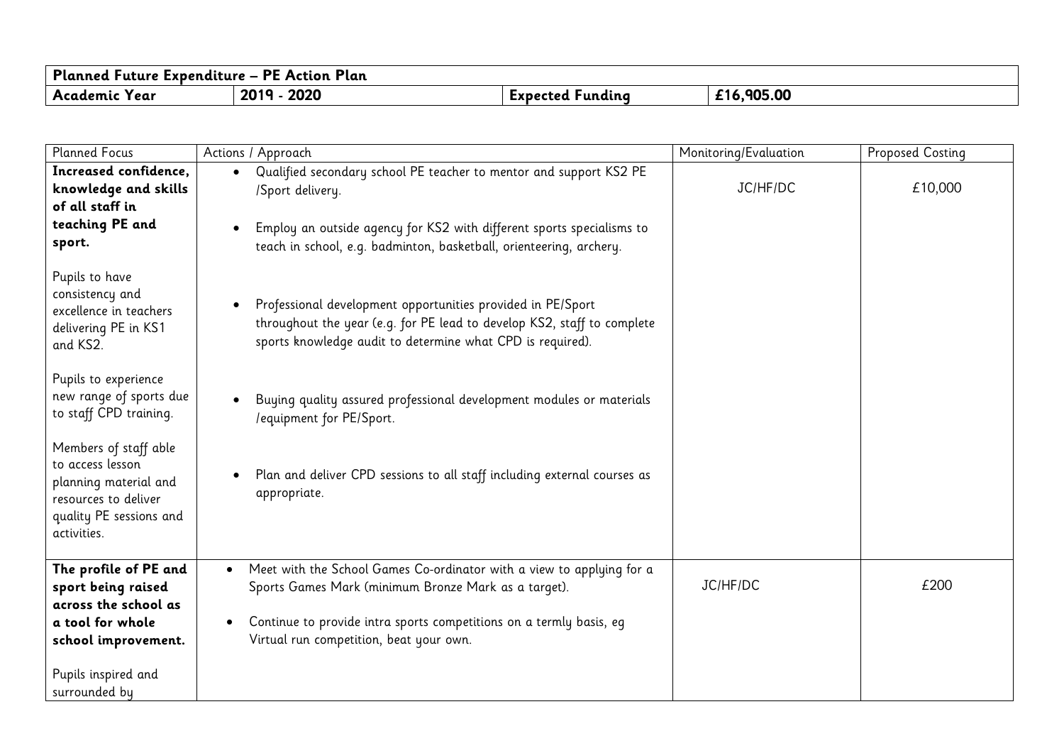| Planned Future Expenditure – PE Action Plan | | | |
|---|---|---|---|
| **Academic Year** | **2019 - 2020** | **Expected Funding** | **£16,905.00** |

| Planned Focus | Actions / Approach | Monitoring/Evaluation | Proposed Costing |
|---|---|---|---|
| **Increased confidence, knowledge and skills of all staff in teaching PE and sport.**<br><br>Pupils to have consistency and excellence in teachers delivering PE in KS1 and KS2.<br><br>Pupils to experience new range of sports due to staff CPD training.<br><br>Members of staff able to access lesson planning material and resources to deliver quality PE sessions and activities. | • Qualified secondary school PE teacher to mentor and support KS2 PE /Sport delivery.<br><br>• Employ an outside agency for KS2 with different sports specialisms to teach in school, e.g. badminton, basketball, orienteering, archery.<br><br>• Professional development opportunities provided in PE/Sport throughout the year (e.g. for PE lead to develop KS2, staff to complete sports knowledge audit to determine what CPD is required).<br><br>• Buying quality assured professional development modules or materials /equipment for PE/Sport.<br><br>• Plan and deliver CPD sessions to all staff including external courses as appropriate. | JC/HF/DC | £10,000 |
| **The profile of PE and sport being raised across the school as a tool for whole school improvement.**<br><br>Pupils inspired and surrounded by | • Meet with the School Games Co-ordinator with a view to applying for a Sports Games Mark (minimum Bronze Mark as a target).<br><br>• Continue to provide intra sports competitions on a termly basis, eg Virtual run competition, beat your own. | JC/HF/DC | £200 |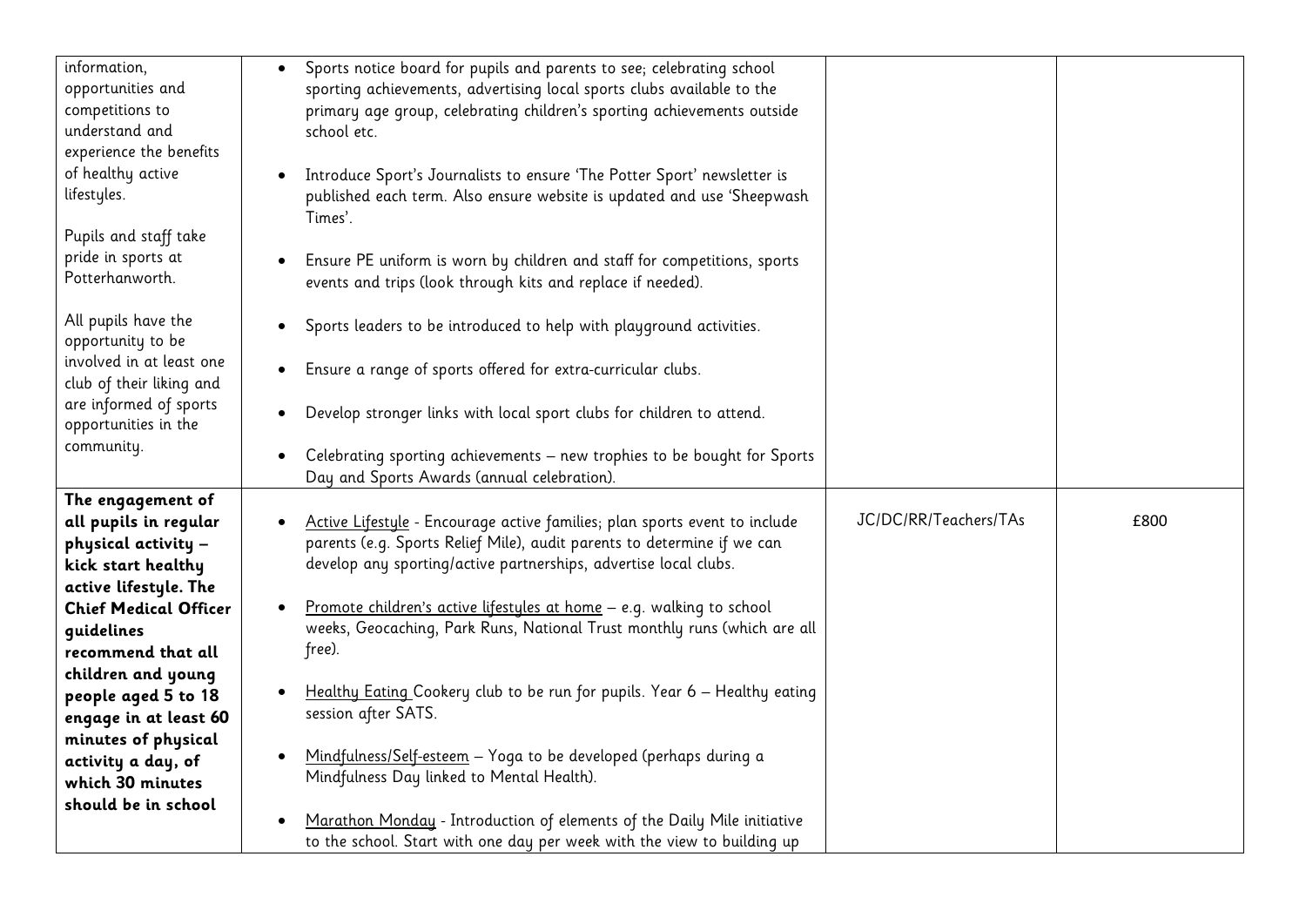| | | | |
|---|---|---|---|
| information, opportunities and competitions to understand and experience the benefits of healthy active lifestyles.<br><br>Pupils and staff take pride in sports at Potterhanworth.<br><br>All pupils have the opportunity to be involved in at least one club of their liking and are informed of sports opportunities in the community. | • Sports notice board for pupils and parents to see; celebrating school sporting achievements, advertising local sports clubs available to the primary age group, celebrating children's sporting achievements outside school etc.<br><br>• Introduce Sport's Journalists to ensure 'The Potter Sport' newsletter is published each term. Also ensure website is updated and use 'Sheepwash Times'.<br><br>• Ensure PE uniform is worn by children and staff for competitions, sports events and trips (look through kits and replace if needed).<br><br>• Sports leaders to be introduced to help with playground activities.<br><br>• Ensure a range of sports offered for extra-curricular clubs.<br><br>• Develop stronger links with local sport clubs for children to attend.<br><br>• Celebrating sporting achievements – new trophies to be bought for Sports Day and Sports Awards (annual celebration). | | |
| **The engagement of all pupils in regular physical activity – kick start healthy active lifestyle. The Chief Medical Officer guidelines recommend that all children and young people aged 5 to 18 engage in at least 60 minutes of physical activity a day, of which 30 minutes should be in school** | • Active Lifestyle - Encourage active families; plan sports event to include parents (e.g. Sports Relief Mile), audit parents to determine if we can develop any sporting/active partnerships, advertise local clubs.<br><br>• Promote children's active lifestyles at home – e.g. walking to school weeks, Geocaching, Park Runs, National Trust monthly runs (which are all free).<br><br>• Healthy Eating Cookery club to be run for pupils. Year 6 – Healthy eating session after SATS.<br><br>• Mindfulness/Self-esteem – Yoga to be developed (perhaps during a Mindfulness Day linked to Mental Health).<br><br>• Marathon Monday - Introduction of elements of the Daily Mile initiative to the school. Start with one day per week with the view to building up | JC/DC/RR/Teachers/TAs | £800 |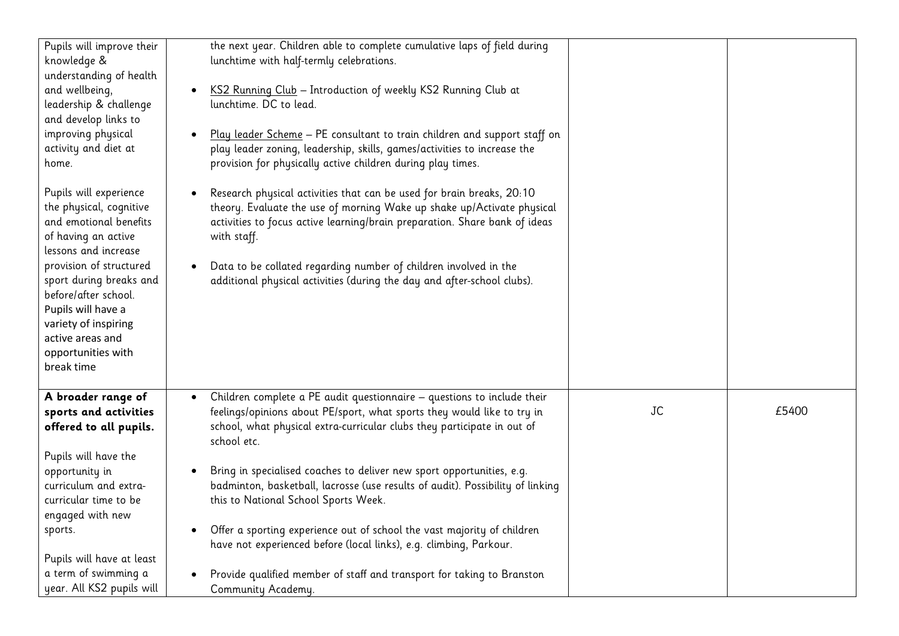| | | | |
|---|---|---|---|
| Pupils will improve their knowledge & understanding of health and wellbeing, leadership & challenge and develop links to improving physical activity and diet at home.<br><br>Pupils will experience the physical, cognitive and emotional benefits of having an active lessons and increase provision of structured sport during breaks and before/after school. Pupils will have a variety of inspiring active areas and opportunities with break time | the next year. Children able to complete cumulative laps of field during lunchtime with half-termly celebrations.<br><br>• KS2 Running Club – Introduction of weekly KS2 Running Club at lunchtime. DC to lead.<br><br>• Play leader Scheme – PE consultant to train children and support staff on play leader zoning, leadership, skills, games/activities to increase the provision for physically active children during play times.<br><br>• Research physical activities that can be used for brain breaks, 20:10 theory. Evaluate the use of morning Wake up shake up/Activate physical activities to focus active learning/brain preparation. Share bank of ideas with staff.<br><br>• Data to be collated regarding number of children involved in the additional physical activities (during the day and after-school clubs). | | |
| **A broader range of sports and activities offered to all pupils.**<br><br>Pupils will have the opportunity in curriculum and extra-curricular time to be engaged with new sports.<br><br>Pupils will have at least a term of swimming a year. All KS2 pupils will | • Children complete a PE audit questionnaire – questions to include their feelings/opinions about PE/sport, what sports they would like to try in school, what physical extra-curricular clubs they participate in out of school etc.<br><br>• Bring in specialised coaches to deliver new sport opportunities, e.g. badminton, basketball, lacrosse (use results of audit). Possibility of linking this to National School Sports Week.<br><br>• Offer a sporting experience out of school the vast majority of children have not experienced before (local links), e.g. climbing, Parkour.<br><br>• Provide qualified member of staff and transport for taking to Branston Community Academy. | JC | £5400 |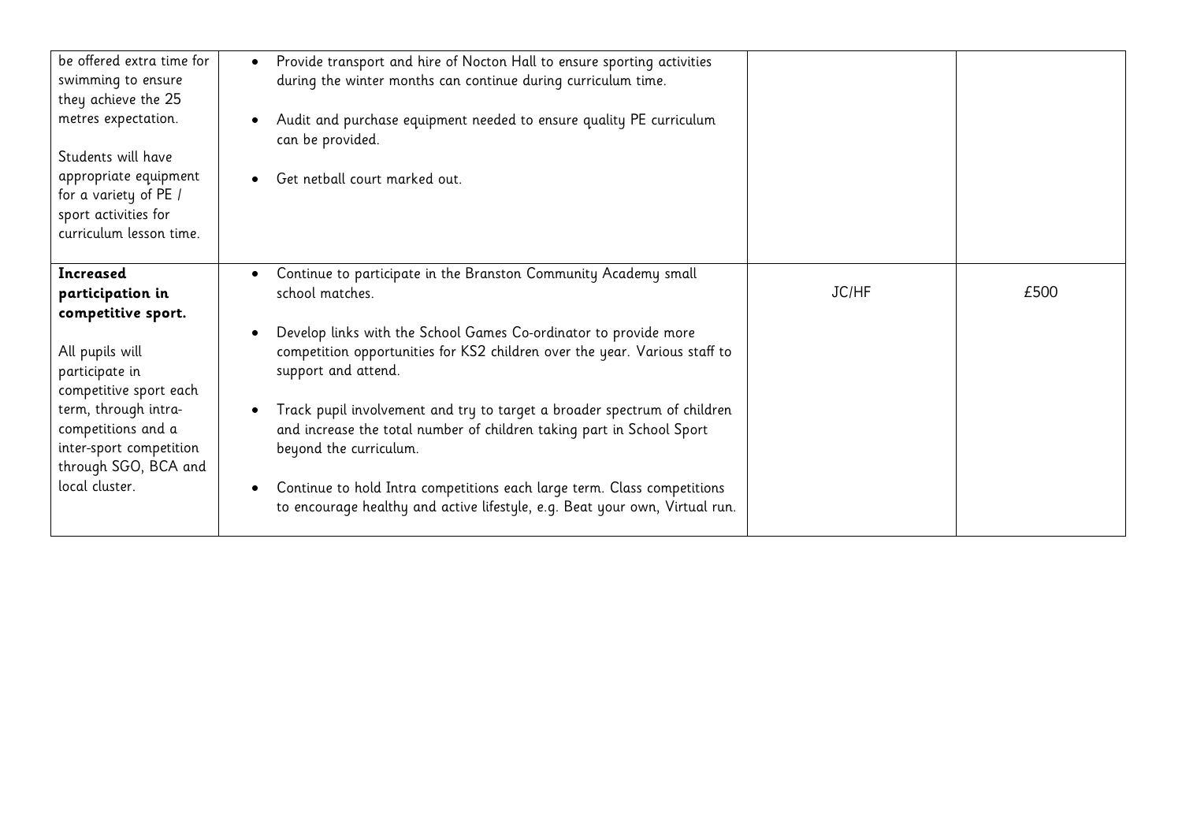| | | | |
|---|---|---|---|
| be offered extra time for swimming to ensure they achieve the 25 metres expectation.<br><br>Students will have appropriate equipment for a variety of PE / sport activities for curriculum lesson time. | • Provide transport and hire of Nocton Hall to ensure sporting activities during the winter months can continue during curriculum time.<br><br>• Audit and purchase equipment needed to ensure quality PE curriculum can be provided.<br><br>• Get netball court marked out. | | |
| **Increased participation in competitive sport.**<br><br>All pupils will participate in competitive sport each term, through intra-competitions and a inter-sport competition through SGO, BCA and local cluster. | • Continue to participate in the Branston Community Academy small school matches.<br><br>• Develop links with the School Games Co-ordinator to provide more competition opportunities for KS2 children over the year. Various staff to support and attend.<br><br>• Track pupil involvement and try to target a broader spectrum of children and increase the total number of children taking part in School Sport beyond the curriculum.<br><br>• Continue to hold Intra competitions each large term. Class competitions to encourage healthy and active lifestyle, e.g. Beat your own, Virtual run. | JC/HF | £500 |